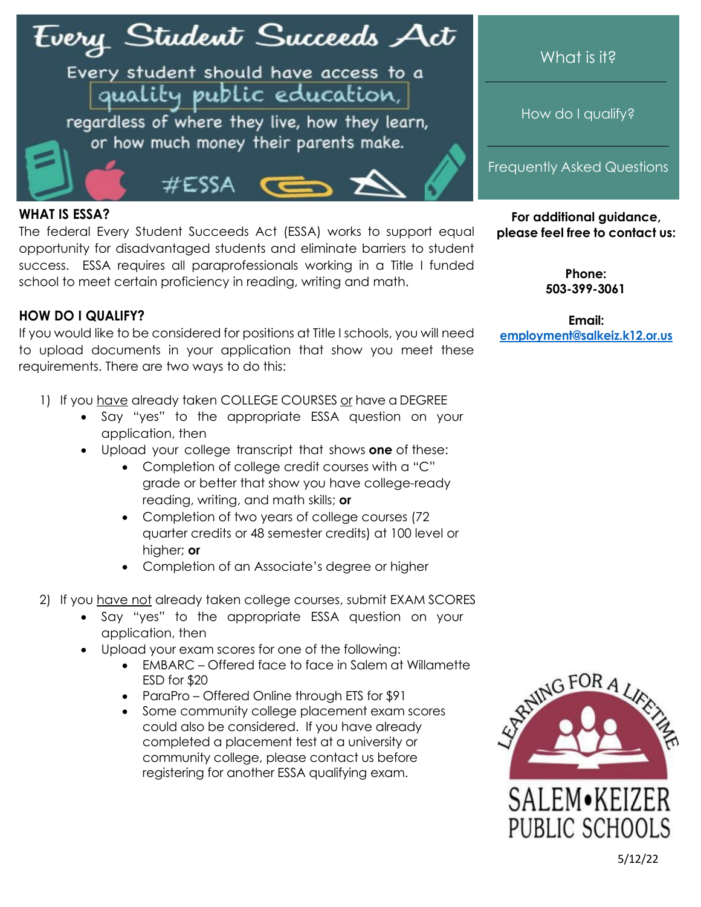# Every Student Succeeds Act

Every student should have access to a quality public education, regardless of where they live, how they learn, or how much money their parents make.

#ESSA

What is it?

How do I qualify?

Frequently Asked Questions

## WHAT IS ESSA?

The federal Every Student Succeeds Act (ESSA) works to support equal opportunity for disadvantaged students and eliminate barriers to student success. ESSA requires all paraprofessionals working in a Title I funded school to meet certain proficiency in reading, writing and math.

## HOW DO I QUALIFY?

If you would like to be considered for positions at Title I schools, you will need to upload documents in your application that show you meet these requirements. There are two ways to do this:

1) If you <u>have</u> already taken COLLEGE COURSES <u>or</u> have a DEGREE
   - Say "yes" to the appropriate ESSA question on your application, then
   - Upload your college transcript that shows **one** of these:
     - Completion of college credit courses with a "C" grade or better that show you have college-ready reading, writing, and math skills; **or**
     - Completion of two years of college courses (72 quarter credits or 48 semester credits) at 100 level or higher; **or**
     - Completion of an Associate's degree or higher

2) If you <u>have not</u> already taken college courses, submit EXAM SCORES
   - Say "yes" to the appropriate ESSA question on your application, then
   - Upload your exam scores for one of the following:
     - EMBARC – Offered face to face in Salem at Willamette ESD for $20
     - ParaPro – Offered Online through ETS for $91
     - Some community college placement exam scores could also be considered. If you have already completed a placement test at a university or community college, please contact us before registering for another ESSA qualifying exam.

**For additional guidance, please feel free to contact us:**

**Phone:**
**503-399-3061**

**Email:**
**employment@salkeiz.k12.or.us**

LEARNING FOR A LIFETIME

SALEM•KEIZER PUBLIC SCHOOLS

5/12/22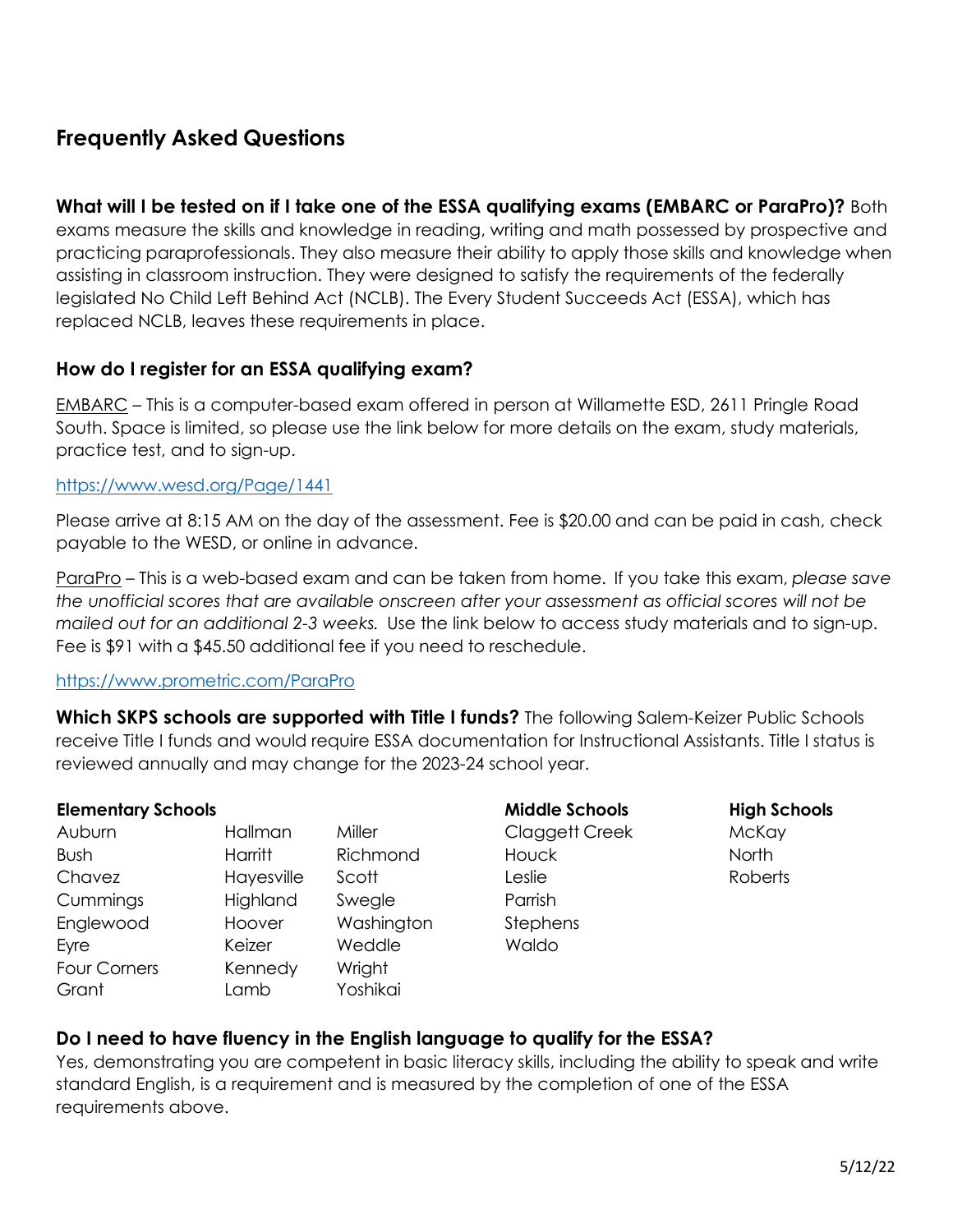## Frequently Asked Questions

**What will I be tested on if I take one of the ESSA qualifying exams (EMBARC or ParaPro)?** Both exams measure the skills and knowledge in reading, writing and math possessed by prospective and practicing paraprofessionals. They also measure their ability to apply those skills and knowledge when assisting in classroom instruction. They were designed to satisfy the requirements of the federally legislated No Child Left Behind Act (NCLB). The Every Student Succeeds Act (ESSA), which has replaced NCLB, leaves these requirements in place.

### How do I register for an ESSA qualifying exam?

EMBARC – This is a computer-based exam offered in person at Willamette ESD, 2611 Pringle Road South. Space is limited, so please use the link below for more details on the exam, study materials, practice test, and to sign-up.

https://www.wesd.org/Page/1441

Please arrive at 8:15 AM on the day of the assessment. Fee is $20.00 and can be paid in cash, check payable to the WESD, or online in advance.

ParaPro – This is a web-based exam and can be taken from home. If you take this exam, *please save the unofficial scores that are available onscreen after your assessment as official scores will not be mailed out for an additional 2-3 weeks.* Use the link below to access study materials and to sign-up. Fee is $91 with a $45.50 additional fee if you need to reschedule.

https://www.prometric.com/ParaPro

**Which SKPS schools are supported with Title I funds?** The following Salem-Keizer Public Schools receive Title I funds and would require ESSA documentation for Instructional Assistants. Title I status is reviewed annually and may change for the 2023-24 school year.

| Elementary Schools | | | Middle Schools | High Schools |
|---|---|---|---|---|
| Auburn | Hallman | Miller | Claggett Creek | McKay |
| Bush | Harritt | Richmond | Houck | North |
| Chavez | Hayesville | Scott | Leslie | Roberts |
| Cummings | Highland | Swegle | Parrish | |
| Englewood | Hoover | Washington | Stephens | |
| Eyre | Keizer | Weddle | Waldo | |
| Four Corners | Kennedy | Wright | | |
| Grant | Lamb | Yoshikai | | |

### Do I need to have fluency in the English language to qualify for the ESSA?

Yes, demonstrating you are competent in basic literacy skills, including the ability to speak and write standard English, is a requirement and is measured by the completion of one of the ESSA requirements above.

5/12/22